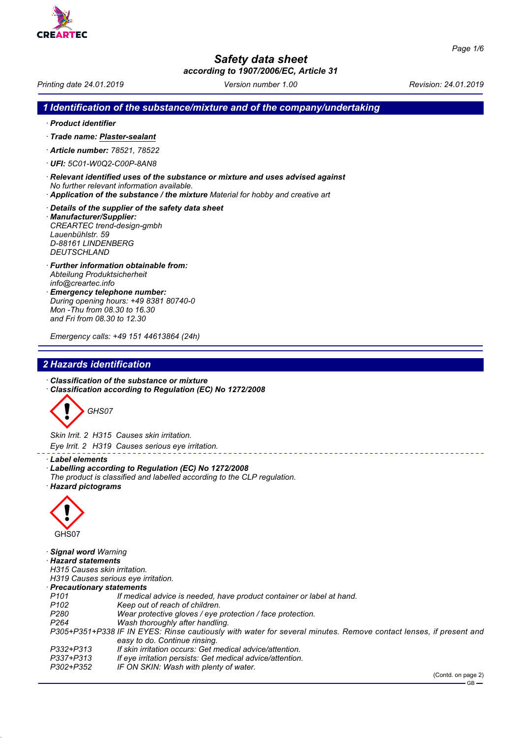# Safety data sheet

**according to 1907/2006/EC, Article 31**

Printing date 24.01.2019 | Version number 1.00 | Revision: 24.01.2019

## 1 Identification of the substance/mixture and of the company/undertaking

· **Product identifier**

· **Trade name: Plaster-sealant**

· **Article number:** 78521, 78522

· **UFI:** 5C01-W0Q2-C00P-8AN8

· **Relevant identified uses of the substance or mixture and uses advised against**
No further relevant information available.

· **Application of the substance / the mixture** Material for hobby and creative art

· **Details of the supplier of the safety data sheet**

· **Manufacturer/Supplier:**
CREARTEC trend-design-gmbh
Lauenbühlstr. 59
D-88161 LINDENBERG
DEUTSCHLAND

· **Further information obtainable from:**
Abteilung Produktsicherheit
info@creartec.info

· **Emergency telephone number:**
During opening hours: +49 8381 80740-0
Mon -Thu from 08.30 to 16.30
and Fri from 08.30 to 12.30

Emergency calls: +49 151 44613864 (24h)

## 2 Hazards identification

· **Classification of the substance or mixture**

· **Classification according to Regulation (EC) No 1272/2008**

GHS07

Skin Irrit. 2 H315 Causes skin irritation.

Eye Irrit. 2 H319 Causes serious eye irritation.

· **Label elements**

· **Labelling according to Regulation (EC) No 1272/2008**
The product is classified and labelled according to the CLP regulation.

· **Hazard pictograms**

GHS07

· **Signal word** Warning

· **Hazard statements**
H315 Causes skin irritation.
H319 Causes serious eye irritation.

· **Precautionary statements**

| | |
|---|---|
| P101 | If medical advice is needed, have product container or label at hand. |
| P102 | Keep out of reach of children. |
| P280 | Wear protective gloves / eye protection / face protection. |
| P264 | Wash thoroughly after handling. |
| P305+P351+P338 | IF IN EYES: Rinse cautiously with water for several minutes. Remove contact lenses, if present and easy to do. Continue rinsing. |
| P332+P313 | If skin irritation occurs: Get medical advice/attention. |
| P337+P313 | If eye irritation persists: Get medical advice/attention. |
| P302+P352 | IF ON SKIN: Wash with plenty of water. |

(Contd. on page 2)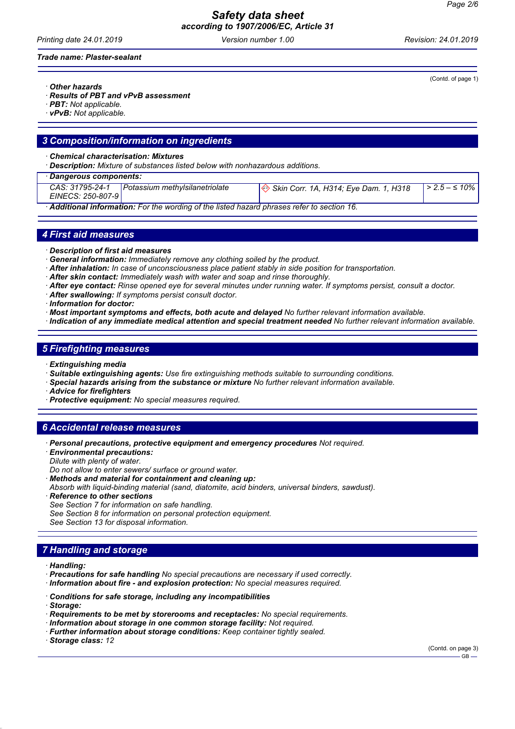(Contd. of page 1)

· **Other hazards**
· **Results of PBT and vPvB assessment**
· **PBT:** Not applicable.
· **vPvB:** Not applicable.

## 3 Composition/information on ingredients

· **Chemical characterisation: Mixtures**
· **Description:** Mixture of substances listed below with nonhazardous additions.

| · **Dangerous components:** | | | |
|---|---|---|---|
| CAS: 31795-24-1<br>EINECS: 250-807-9 | Potassium methylsilanetriolate | Skin Corr. 1A, H314; Eye Dam. 1, H318 | > 2.5 – ≤ 10% |

· **Additional information:** For the wording of the listed hazard phrases refer to section 16.

## 4 First aid measures

· **Description of first aid measures**
· **General information:** Immediately remove any clothing soiled by the product.
· **After inhalation:** In case of unconsciousness place patient stably in side position for transportation.
· **After skin contact:** Immediately wash with water and soap and rinse thoroughly.
· **After eye contact:** Rinse opened eye for several minutes under running water. If symptoms persist, consult a doctor.
· **After swallowing:** If symptoms persist consult doctor.
· **Information for doctor:**
· **Most important symptoms and effects, both acute and delayed** No further relevant information available.
· **Indication of any immediate medical attention and special treatment needed** No further relevant information available.

## 5 Firefighting measures

· **Extinguishing media**
· **Suitable extinguishing agents:** Use fire extinguishing methods suitable to surrounding conditions.
· **Special hazards arising from the substance or mixture** No further relevant information available.
· **Advice for firefighters**
· **Protective equipment:** No special measures required.

## 6 Accidental release measures

· **Personal precautions, protective equipment and emergency procedures** Not required.
· **Environmental precautions:**
Dilute with plenty of water.
Do not allow to enter sewers/ surface or ground water.
· **Methods and material for containment and cleaning up:**
Absorb with liquid-binding material (sand, diatomite, acid binders, universal binders, sawdust).
· **Reference to other sections**
See Section 7 for information on safe handling.
See Section 8 for information on personal protection equipment.
See Section 13 for disposal information.

## 7 Handling and storage

· **Handling:**
· **Precautions for safe handling** No special precautions are necessary if used correctly.
· **Information about fire - and explosion protection:** No special measures required.

· **Conditions for safe storage, including any incompatibilities**
· **Storage:**
· **Requirements to be met by storerooms and receptacles:** No special requirements.
· **Information about storage in one common storage facility:** Not required.
· **Further information about storage conditions:** Keep container tightly sealed.
· **Storage class:** 12

(Contd. on page 3)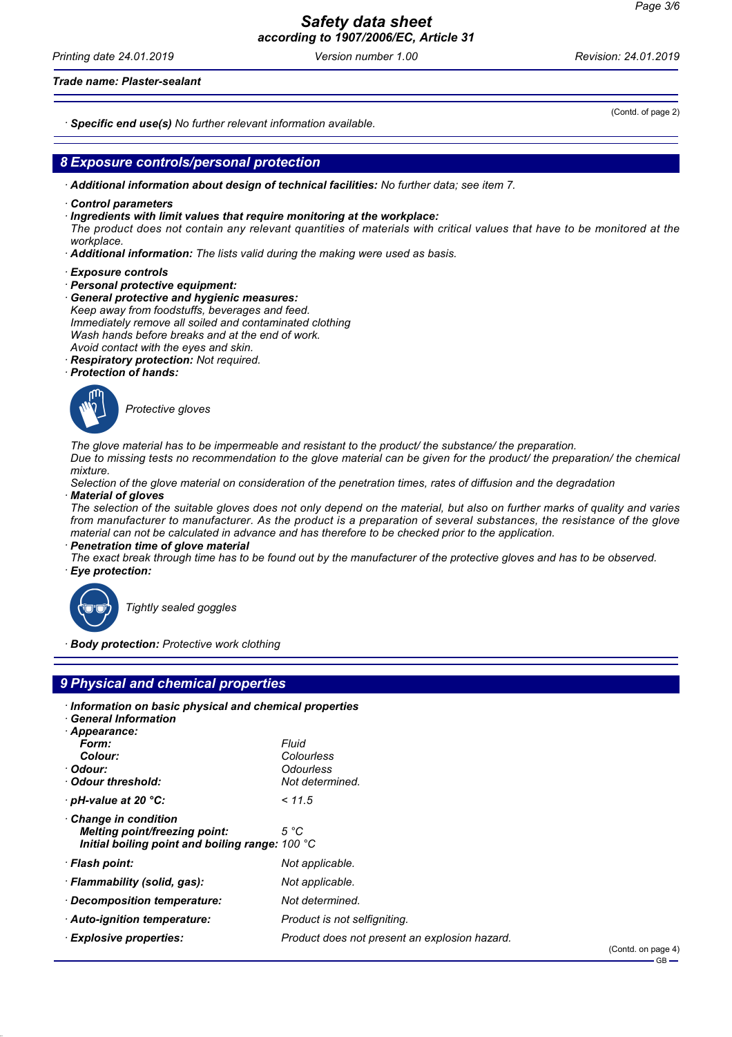(Contd. of page 2)

· **Specific end use(s)** No further relevant information available.

## 8 Exposure controls/personal protection

· **Additional information about design of technical facilities:** No further data; see item 7.

· **Control parameters**
· **Ingredients with limit values that require monitoring at the workplace:**
The product does not contain any relevant quantities of materials with critical values that have to be monitored at the workplace.
· **Additional information:** The lists valid during the making were used as basis.

· **Exposure controls**
· **Personal protective equipment:**
· **General protective and hygienic measures:**
Keep away from foodstuffs, beverages and feed.
Immediately remove all soiled and contaminated clothing
Wash hands before breaks and at the end of work.
Avoid contact with the eyes and skin.
· **Respiratory protection:** Not required.
· **Protection of hands:**

Protective gloves

The glove material has to be impermeable and resistant to the product/ the substance/ the preparation.
Due to missing tests no recommendation to the glove material can be given for the product/ the preparation/ the chemical mixture.
Selection of the glove material on consideration of the penetration times, rates of diffusion and the degradation
· **Material of gloves**
The selection of the suitable gloves does not only depend on the material, but also on further marks of quality and varies from manufacturer to manufacturer. As the product is a preparation of several substances, the resistance of the glove material can not be calculated in advance and has therefore to be checked prior to the application.
· **Penetration time of glove material**
The exact break through time has to be found out by the manufacturer of the protective gloves and has to be observed.
· **Eye protection:**

Tightly sealed goggles

· **Body protection:** Protective work clothing

## 9 Physical and chemical properties

· **Information on basic physical and chemical properties**
· **General Information**

| | |
|---|---|
| · **Appearance:** | |
| **Form:** | Fluid |
| **Colour:** | Colourless |
| · **Odour:** | Odourless |
| · **Odour threshold:** | Not determined. |
| · **pH-value at 20 °C:** | < 11.5 |
| · **Change in condition** | |
| **Melting point/freezing point:** | 5 °C |
| **Initial boiling point and boiling range:** | 100 °C |
| · **Flash point:** | Not applicable. |
| · **Flammability (solid, gas):** | Not applicable. |
| · **Decomposition temperature:** | Not determined. |
| · **Auto-ignition temperature:** | Product is not selfigniting. |
| · **Explosive properties:** | Product does not present an explosion hazard. |

(Contd. on page 4)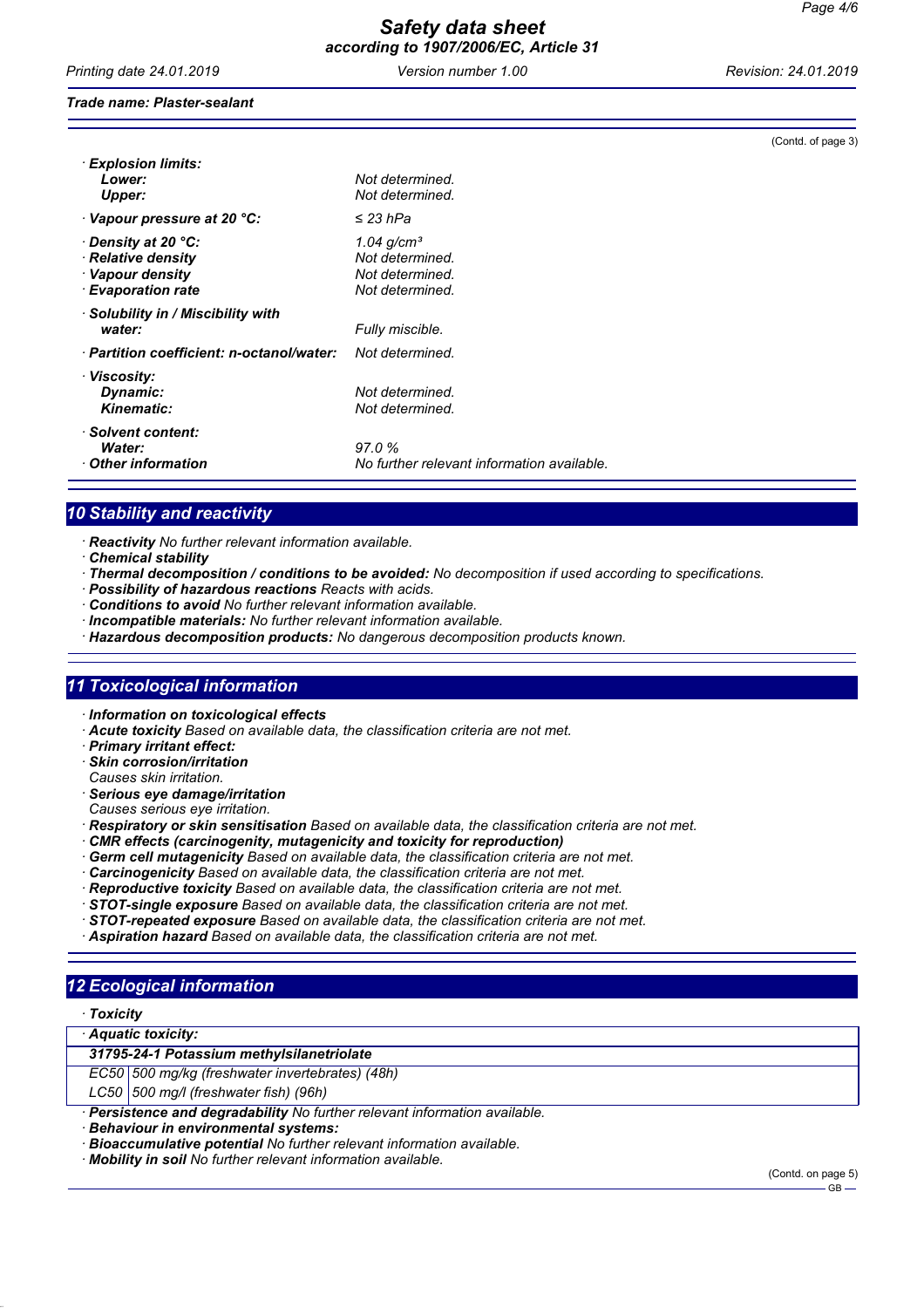*Trade name: Plaster-sealant*

(Contd. of page 3)

| | |
|---|---|
| · **Explosion limits:** | |
| **Lower:** | Not determined. |
| **Upper:** | Not determined. |
| · **Vapour pressure at 20 °C:** | ≤ 23 hPa |
| · **Density at 20 °C:** | 1.04 g/cm³ |
| · **Relative density** | Not determined. |
| · **Vapour density** | Not determined. |
| · **Evaporation rate** | Not determined. |
| · **Solubility in / Miscibility with water:** | Fully miscible. |
| · **Partition coefficient: n-octanol/water:** | Not determined. |
| · **Viscosity:** | |
| **Dynamic:** | Not determined. |
| **Kinematic:** | Not determined. |
| · **Solvent content:** | |
| **Water:** | 97.0 % |
| · **Other information** | No further relevant information available. |

## 10 Stability and reactivity

- · **Reactivity** No further relevant information available.
- · **Chemical stability**
- · **Thermal decomposition / conditions to be avoided:** No decomposition if used according to specifications.
- · **Possibility of hazardous reactions** Reacts with acids.
- · **Conditions to avoid** No further relevant information available.
- · **Incompatible materials:** No further relevant information available.
- · **Hazardous decomposition products:** No dangerous decomposition products known.

## 11 Toxicological information

- · **Information on toxicological effects**
- · **Acute toxicity** Based on available data, the classification criteria are not met.
- · **Primary irritant effect:**
- · **Skin corrosion/irritation**
  Causes skin irritation.
- · **Serious eye damage/irritation**
  Causes serious eye irritation.
- · **Respiratory or skin sensitisation** Based on available data, the classification criteria are not met.
- · **CMR effects (carcinogenity, mutagenicity and toxicity for reproduction)**
- · **Germ cell mutagenicity** Based on available data, the classification criteria are not met.
- · **Carcinogenicity** Based on available data, the classification criteria are not met.
- · **Reproductive toxicity** Based on available data, the classification criteria are not met.
- · **STOT-single exposure** Based on available data, the classification criteria are not met.
- · **STOT-repeated exposure** Based on available data, the classification criteria are not met.
- · **Aspiration hazard** Based on available data, the classification criteria are not met.

## 12 Ecological information

· **Toxicity**

| · **Aquatic toxicity:** | |
|---|---|
| **31795-24-1 Potassium methylsilanetriolate** | |
| EC50 | 500 mg/kg (freshwater invertebrates) (48h) |
| LC50 | 500 mg/l (freshwater fish) (96h) |

- · **Persistence and degradability** No further relevant information available.
- · **Behaviour in environmental systems:**
- · **Bioaccumulative potential** No further relevant information available.
- · **Mobility in soil** No further relevant information available.

(Contd. on page 5)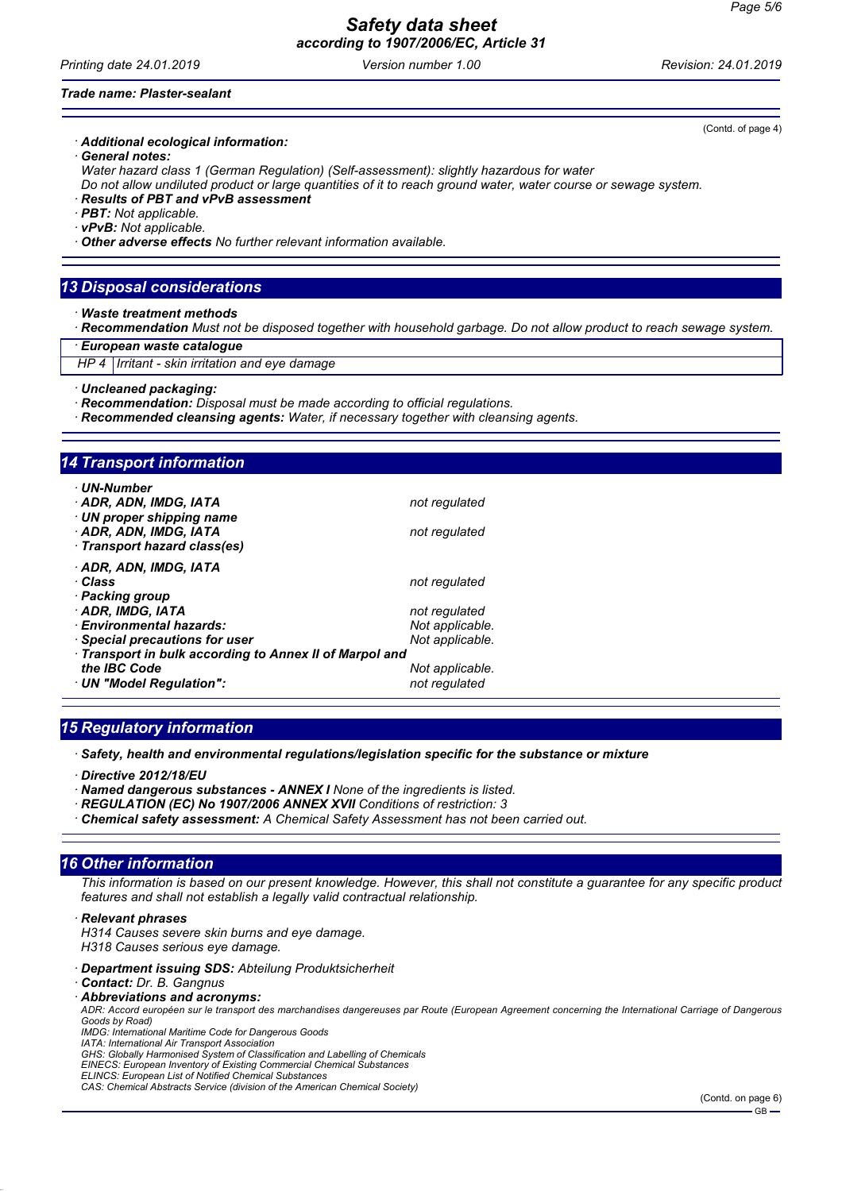(Contd. of page 4)

· **Additional ecological information:**
· **General notes:**
Water hazard class 1 (German Regulation) (Self-assessment): slightly hazardous for water
Do not allow undiluted product or large quantities of it to reach ground water, water course or sewage system.
· **Results of PBT and vPvB assessment**
· **PBT:** Not applicable.
· **vPvB:** Not applicable.
· **Other adverse effects** No further relevant information available.

## 13 Disposal considerations

· **Waste treatment methods**
· **Recommendation** Must not be disposed together with household garbage. Do not allow product to reach sewage system.

| · **European waste catalogue** | |
|---|---|
| HP 4 | Irritant - skin irritation and eye damage |

· **Uncleaned packaging:**
· **Recommendation:** Disposal must be made according to official regulations.
· **Recommended cleansing agents:** Water, if necessary together with cleansing agents.

## 14 Transport information

· **UN-Number**
· **ADR, ADN, IMDG, IATA** — not regulated
· **UN proper shipping name**
· **ADR, ADN, IMDG, IATA** — not regulated
· **Transport hazard class(es)**

· **ADR, ADN, IMDG, IATA**
· **Class** — not regulated
· **Packing group**
· **ADR, IMDG, IATA** — not regulated
· **Environmental hazards:** — Not applicable.
· **Special precautions for user** — Not applicable.
· **Transport in bulk according to Annex II of Marpol and the IBC Code** — Not applicable.
· **UN "Model Regulation":** — not regulated

## 15 Regulatory information

· **Safety, health and environmental regulations/legislation specific for the substance or mixture**

· **Directive 2012/18/EU**
· **Named dangerous substances - ANNEX I** None of the ingredients is listed.
· **REGULATION (EC) No 1907/2006 ANNEX XVII** Conditions of restriction: 3
· **Chemical safety assessment:** A Chemical Safety Assessment has not been carried out.

## 16 Other information

This information is based on our present knowledge. However, this shall not constitute a guarantee for any specific product features and shall not establish a legally valid contractual relationship.

· **Relevant phrases**
H314 Causes severe skin burns and eye damage.
H318 Causes serious eye damage.

· **Department issuing SDS:** Abteilung Produktsicherheit
· **Contact:** Dr. B. Gangnus
· **Abbreviations and acronyms:**
ADR: Accord européen sur le transport des marchandises dangereuses par Route (European Agreement concerning the International Carriage of Dangerous Goods by Road)
IMDG: International Maritime Code for Dangerous Goods
IATA: International Air Transport Association
GHS: Globally Harmonised System of Classification and Labelling of Chemicals
EINECS: European Inventory of Existing Commercial Chemical Substances
ELINCS: European List of Notified Chemical Substances
CAS: Chemical Abstracts Service (division of the American Chemical Society)

(Contd. on page 6)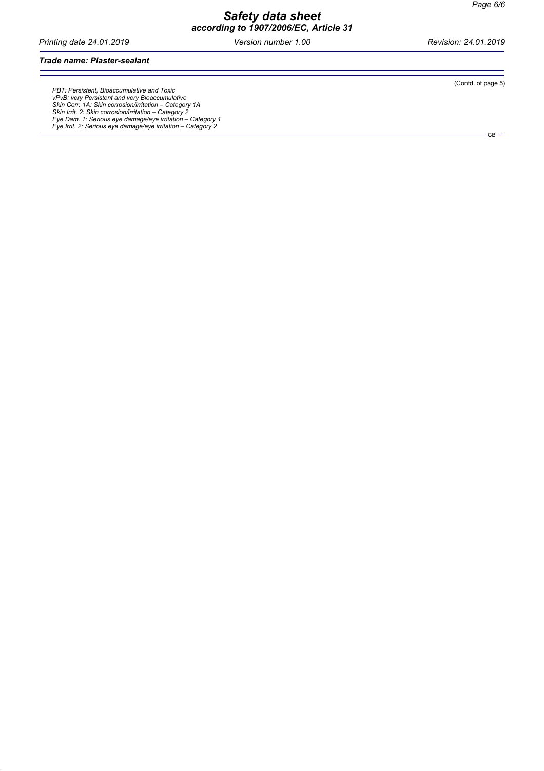*PBT: Persistent, Bioaccumulative and Toxic*
*vPvB: very Persistent and very Bioaccumulative*
*Skin Corr. 1A: Skin corrosion/irritation – Category 1A*
*Skin Irrit. 2: Skin corrosion/irritation – Category 2*
*Eye Dam. 1: Serious eye damage/eye irritation – Category 1*
*Eye Irrit. 2: Serious eye damage/eye irritation – Category 2*